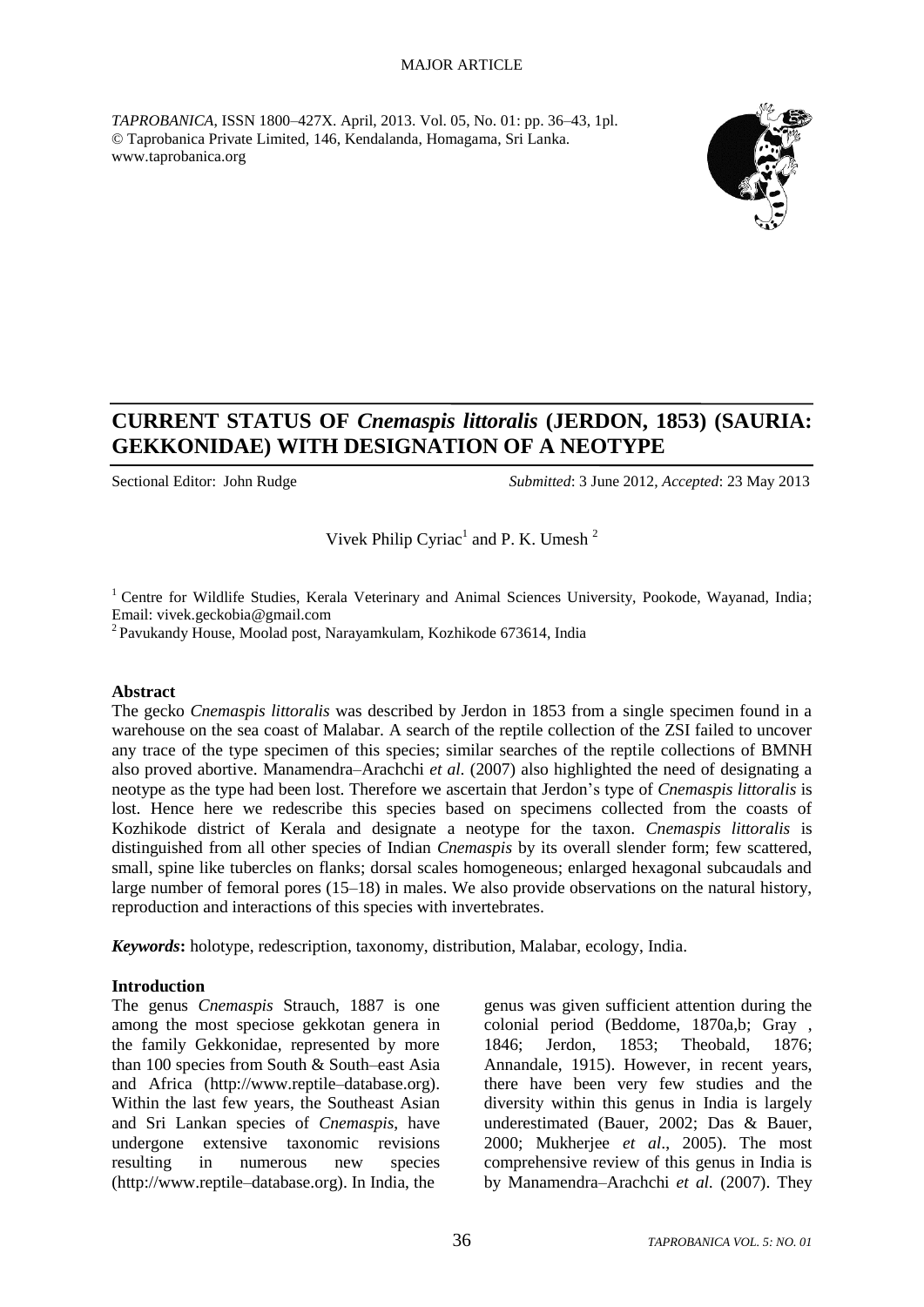MAJOR ARTICLE

*TAPROBANICA*, ISSN 1800–427X. April, 2013. Vol. 05, No. 01: pp. 36–43, 1pl.
© Taprobanica Private Limited, 146, Kendalanda, Homagama, Sri Lanka.
www.taprobanica.org

# CURRENT STATUS OF *Cnemaspis littoralis* (JERDON, 1853) (SAURIA: GEKKONIDAE) WITH DESIGNATION OF A NEOTYPE

Sectional Editor: John Rudge

*Submitted*: 3 June 2012, *Accepted*: 23 May 2013

Vivek Philip Cyriac[1] and P. K. Umesh[2]

[1] Centre for Wildlife Studies, Kerala Veterinary and Animal Sciences University, Pookode, Wayanad, India; Email: vivek.geckobia@gmail.com

[2] Pavukandy House, Moolad post, Narayamkulam, Kozhikode 673614, India

## Abstract

The gecko *Cnemaspis littoralis* was described by Jerdon in 1853 from a single specimen found in a warehouse on the sea coast of Malabar. A search of the reptile collection of the ZSI failed to uncover any trace of the type specimen of this species; similar searches of the reptile collections of BMNH also proved abortive. Manamendra–Arachchi *et al.* (2007) also highlighted the need of designating a neotype as the type had been lost. Therefore we ascertain that Jerdon's type of *Cnemaspis littoralis* is lost. Hence here we redescribe this species based on specimens collected from the coasts of Kozhikode district of Kerala and designate a neotype for the taxon. *Cnemaspis littoralis* is distinguished from all other species of Indian *Cnemaspis* by its overall slender form; few scattered, small, spine like tubercles on flanks; dorsal scales homogeneous; enlarged hexagonal subcaudals and large number of femoral pores (15–18) in males. We also provide observations on the natural history, reproduction and interactions of this species with invertebrates.

***Keywords*:** holotype, redescription, taxonomy, distribution, Malabar, ecology, India.

## Introduction

The genus *Cnemaspis* Strauch, 1887 is one among the most speciose gekkotan genera in the family Gekkonidae, represented by more than 100 species from South & South–east Asia and Africa (http://www.reptile–database.org). Within the last few years, the Southeast Asian and Sri Lankan species of *Cnemaspis*, have undergone extensive taxonomic revisions resulting in numerous new species (http://www.reptile–database.org). In India, the genus was given sufficient attention during the colonial period (Beddome, 1870a,b; Gray , 1846; Jerdon, 1853; Theobald, 1876; Annandale, 1915). However, in recent years, there have been very few studies and the diversity within this genus in India is largely underestimated (Bauer, 2002; Das & Bauer, 2000; Mukherjee *et al*., 2005). The most comprehensive review of this genus in India is by Manamendra–Arachchi *et al.* (2007). They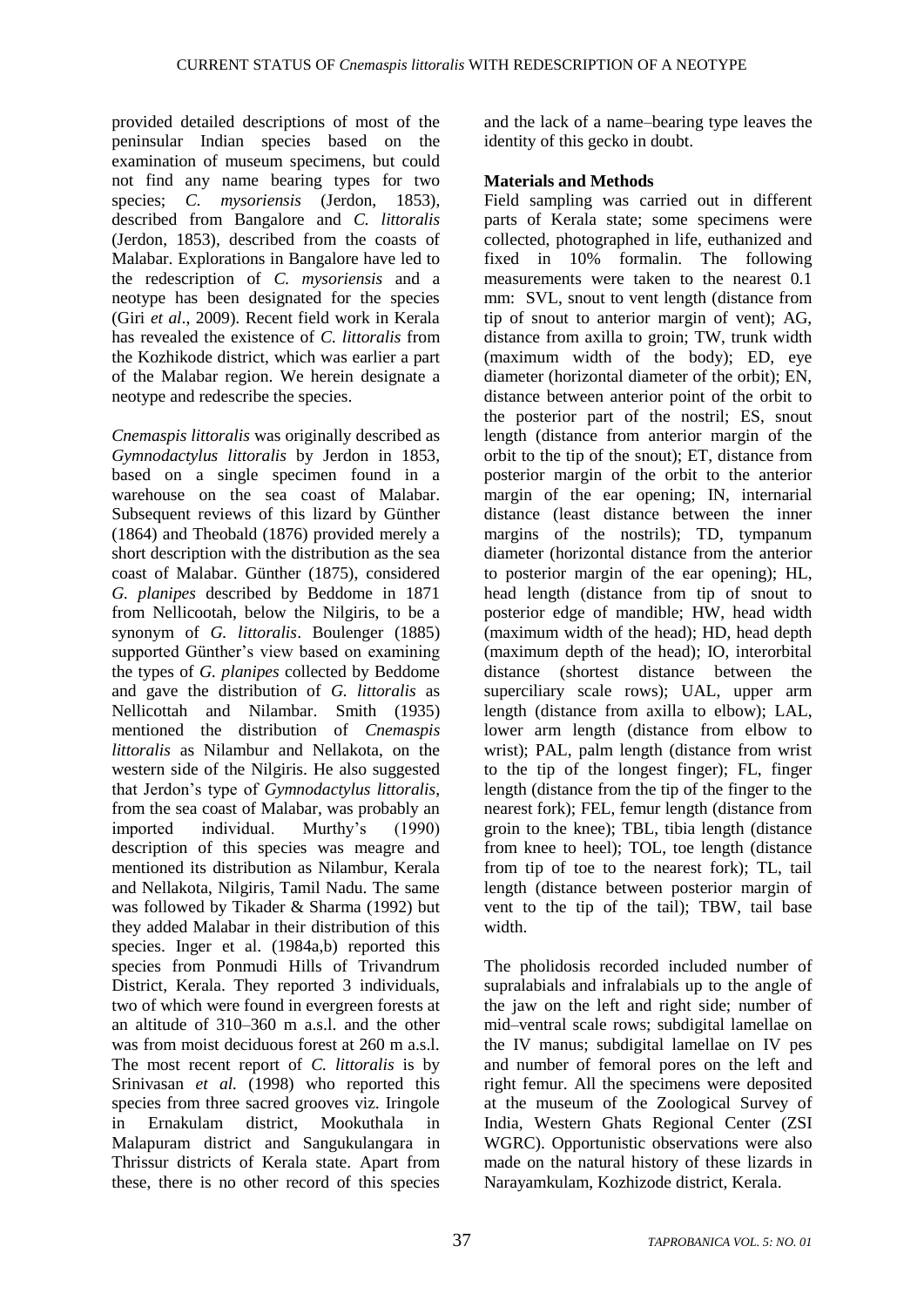provided detailed descriptions of most of the peninsular Indian species based on the examination of museum specimens, but could not find any name bearing types for two species; *C. mysoriensis* (Jerdon, 1853), described from Bangalore and *C. littoralis* (Jerdon, 1853), described from the coasts of Malabar. Explorations in Bangalore have led to the redescription of *C. mysoriensis* and a neotype has been designated for the species (Giri *et al*., 2009). Recent field work in Kerala has revealed the existence of *C. littoralis* from the Kozhikode district, which was earlier a part of the Malabar region. We herein designate a neotype and redescribe the species.

*Cnemaspis littoralis* was originally described as *Gymnodactylus littoralis* by Jerdon in 1853, based on a single specimen found in a warehouse on the sea coast of Malabar. Subsequent reviews of this lizard by Günther (1864) and Theobald (1876) provided merely a short description with the distribution as the sea coast of Malabar. Günther (1875), considered *G. planipes* described by Beddome in 1871 from Nellicootah, below the Nilgiris, to be a synonym of *G. littoralis*. Boulenger (1885) supported Günther's view based on examining the types of *G. planipes* collected by Beddome and gave the distribution of *G. littoralis* as Nellicottah and Nilambar. Smith (1935) mentioned the distribution of *Cnemaspis littoralis* as Nilambur and Nellakota, on the western side of the Nilgiris. He also suggested that Jerdon's type of *Gymnodactylus littoralis*, from the sea coast of Malabar, was probably an imported individual. Murthy's (1990) description of this species was meagre and mentioned its distribution as Nilambur, Kerala and Nellakota, Nilgiris, Tamil Nadu. The same was followed by Tikader & Sharma (1992) but they added Malabar in their distribution of this species. Inger et al. (1984a,b) reported this species from Ponmudi Hills of Trivandrum District, Kerala. They reported 3 individuals, two of which were found in evergreen forests at an altitude of 310–360 m a.s.l. and the other was from moist deciduous forest at 260 m a.s.l. The most recent report of *C. littoralis* is by Srinivasan *et al.* (1998) who reported this species from three sacred grooves viz. Iringole in Ernakulam district, Mookuthala in Malapuram district and Sangukulangara in Thrissur districts of Kerala state. Apart from these, there is no other record of this species and the lack of a name–bearing type leaves the identity of this gecko in doubt.

## Materials and Methods

Field sampling was carried out in different parts of Kerala state; some specimens were collected, photographed in life, euthanized and fixed in 10% formalin. The following measurements were taken to the nearest 0.1 mm: SVL, snout to vent length (distance from tip of snout to anterior margin of vent); AG, distance from axilla to groin; TW, trunk width (maximum width of the body); ED, eye diameter (horizontal diameter of the orbit); EN, distance between anterior point of the orbit to the posterior part of the nostril; ES, snout length (distance from anterior margin of the orbit to the tip of the snout); ET, distance from posterior margin of the orbit to the anterior margin of the ear opening; IN, internarial distance (least distance between the inner margins of the nostrils); TD, tympanum diameter (horizontal distance from the anterior to posterior margin of the ear opening); HL, head length (distance from tip of snout to posterior edge of mandible; HW, head width (maximum width of the head); HD, head depth (maximum depth of the head); IO, interorbital distance (shortest distance between the superciliary scale rows); UAL, upper arm length (distance from axilla to elbow); LAL, lower arm length (distance from elbow to wrist); PAL, palm length (distance from wrist to the tip of the longest finger); FL, finger length (distance from the tip of the finger to the nearest fork); FEL, femur length (distance from groin to the knee); TBL, tibia length (distance from knee to heel); TOL, toe length (distance from tip of toe to the nearest fork); TL, tail length (distance between posterior margin of vent to the tip of the tail); TBW, tail base width.

The pholidosis recorded included number of supralabials and infralabials up to the angle of the jaw on the left and right side; number of mid–ventral scale rows; subdigital lamellae on the IV manus; subdigital lamellae on IV pes and number of femoral pores on the left and right femur. All the specimens were deposited at the museum of the Zoological Survey of India, Western Ghats Regional Center (ZSI WGRC). Opportunistic observations were also made on the natural history of these lizards in Narayamkulam, Kozhizode district, Kerala.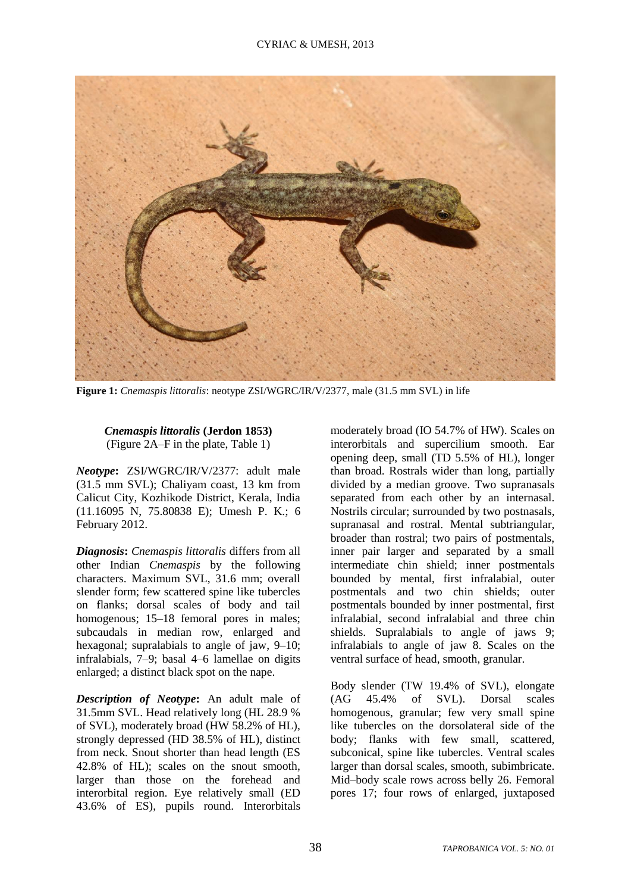**Figure 1:** *Cnemaspis littoralis*: neotype ZSI/WGRC/IR/V/2377, male (31.5 mm SVL) in life

### *Cnemaspis littoralis* (Jerdon 1853)

(Figure 2A–F in the plate, Table 1)

***Neotype*:** ZSI/WGRC/IR/V/2377: adult male (31.5 mm SVL); Chaliyam coast, 13 km from Calicut City, Kozhikode District, Kerala, India (11.16095 N, 75.80838 E); Umesh P. K.; 6 February 2012.

***Diagnosis*:** *Cnemaspis littoralis* differs from all other Indian *Cnemaspis* by the following characters. Maximum SVL, 31.6 mm; overall slender form; few scattered spine like tubercles on flanks; dorsal scales of body and tail homogenous; 15–18 femoral pores in males; subcaudals in median row, enlarged and hexagonal; supralabials to angle of jaw, 9–10; infralabials, 7–9; basal 4–6 lamellae on digits enlarged; a distinct black spot on the nape.

***Description of Neotype*:** An adult male of 31.5mm SVL. Head relatively long (HL 28.9 % of SVL), moderately broad (HW 58.2% of HL), strongly depressed (HD 38.5% of HL), distinct from neck. Snout shorter than head length (ES 42.8% of HL); scales on the snout smooth, larger than those on the forehead and interorbital region. Eye relatively small (ED 43.6% of ES), pupils round. Interorbitals moderately broad (IO 54.7% of HW). Scales on interorbitals and supercilium smooth. Ear opening deep, small (TD 5.5% of HL), longer than broad. Rostrals wider than long, partially divided by a median groove. Two supranasals separated from each other by an internasal. Nostrils circular; surrounded by two postnasals, supranasal and rostral. Mental subtriangular, broader than rostral; two pairs of postmentals, inner pair larger and separated by a small intermediate chin shield; inner postmentals bounded by mental, first infralabial, outer postmentals and two chin shields; outer postmentals bounded by inner postmental, first infralabial, second infralabial and three chin shields. Supralabials to angle of jaws 9; infralabials to angle of jaw 8. Scales on the ventral surface of head, smooth, granular.

Body slender (TW 19.4% of SVL), elongate (AG 45.4% of SVL). Dorsal scales homogenous, granular; few very small spine like tubercles on the dorsolateral side of the body; flanks with few small, scattered, subconical, spine like tubercles. Ventral scales larger than dorsal scales, smooth, subimbricate. Mid–body scale rows across belly 26. Femoral pores 17; four rows of enlarged, juxtaposed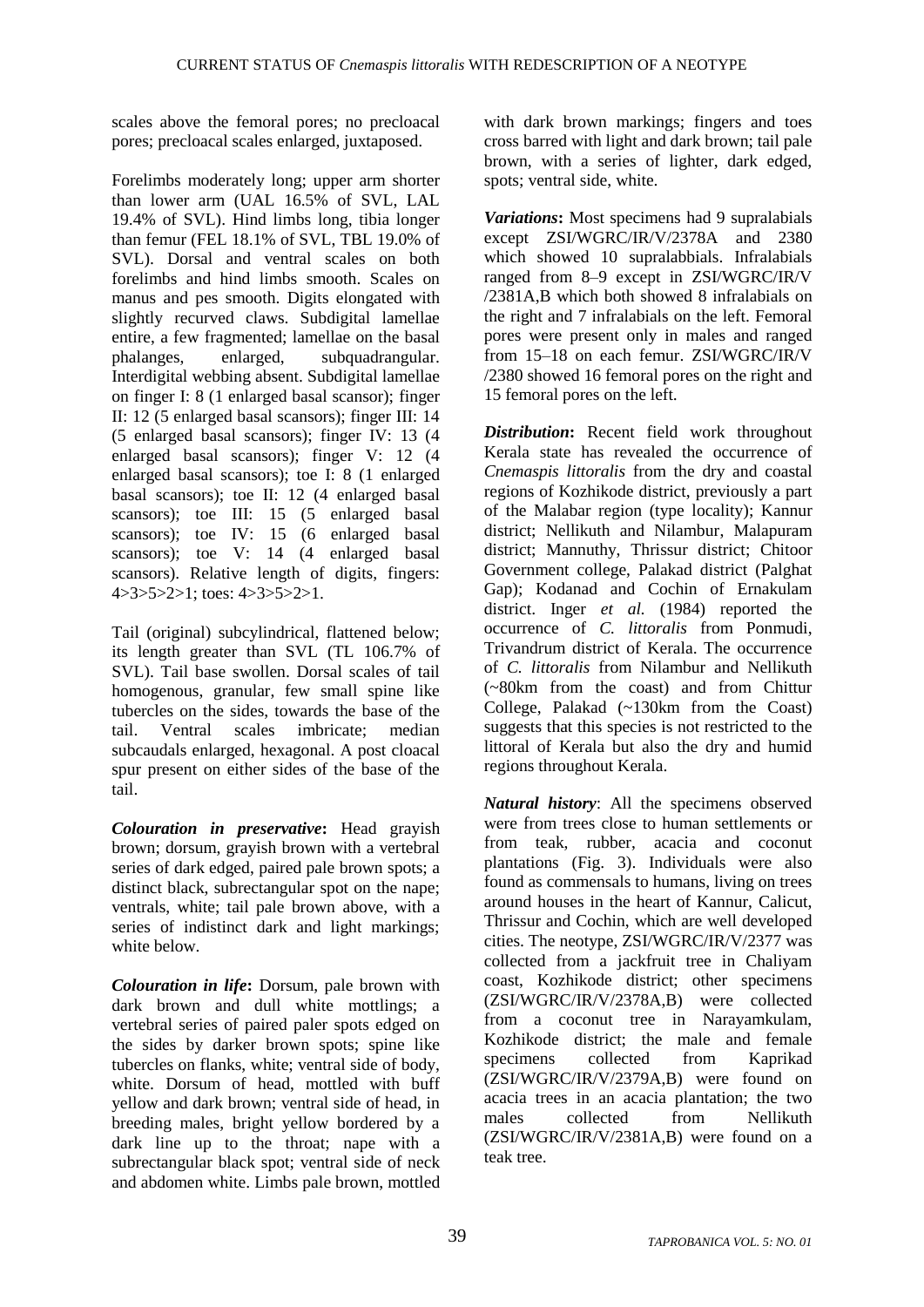scales above the femoral pores; no precloacal pores; precloacal scales enlarged, juxtaposed.

Forelimbs moderately long; upper arm shorter than lower arm (UAL 16.5% of SVL, LAL 19.4% of SVL). Hind limbs long, tibia longer than femur (FEL 18.1% of SVL, TBL 19.0% of SVL). Dorsal and ventral scales on both forelimbs and hind limbs smooth. Scales on manus and pes smooth. Digits elongated with slightly recurved claws. Subdigital lamellae entire, a few fragmented; lamellae on the basal phalanges, enlarged, subquadrangular. Interdigital webbing absent. Subdigital lamellae on finger I: 8 (1 enlarged basal scansor); finger II: 12 (5 enlarged basal scansors); finger III: 14 (5 enlarged basal scansors); finger IV: 13 (4 enlarged basal scansors); finger V: 12 (4 enlarged basal scansors); toe I: 8 (1 enlarged basal scansors); toe II: 12 (4 enlarged basal scansors); toe III: 15 (5 enlarged basal scansors); toe IV: 15 (6 enlarged basal scansors); toe V: 14 (4 enlarged basal scansors). Relative length of digits, fingers: 4>3>5>2>1; toes: 4>3>5>2>1.

Tail (original) subcylindrical, flattened below; its length greater than SVL (TL 106.7% of SVL). Tail base swollen. Dorsal scales of tail homogenous, granular, few small spine like tubercles on the sides, towards the base of the tail. Ventral scales imbricate; median subcaudals enlarged, hexagonal. A post cloacal spur present on either sides of the base of the tail.

***Colouration in preservative*:** Head grayish brown; dorsum, grayish brown with a vertebral series of dark edged, paired pale brown spots; a distinct black, subrectangular spot on the nape; ventrals, white; tail pale brown above, with a series of indistinct dark and light markings; white below.

***Colouration in life*:** Dorsum, pale brown with dark brown and dull white mottlings; a vertebral series of paired paler spots edged on the sides by darker brown spots; spine like tubercles on flanks, white; ventral side of body, white. Dorsum of head, mottled with buff yellow and dark brown; ventral side of head, in breeding males, bright yellow bordered by a dark line up to the throat; nape with a subrectangular black spot; ventral side of neck and abdomen white. Limbs pale brown, mottled with dark brown markings; fingers and toes cross barred with light and dark brown; tail pale brown, with a series of lighter, dark edged, spots; ventral side, white.

***Variations*:** Most specimens had 9 supralabials except ZSI/WGRC/IR/V/2378A and 2380 which showed 10 supralabbials. Infralabials ranged from 8–9 except in ZSI/WGRC/IR/V /2381A,B which both showed 8 infralabials on the right and 7 infralabials on the left. Femoral pores were present only in males and ranged from 15–18 on each femur. ZSI/WGRC/IR/V /2380 showed 16 femoral pores on the right and 15 femoral pores on the left.

***Distribution*:** Recent field work throughout Kerala state has revealed the occurrence of *Cnemaspis littoralis* from the dry and coastal regions of Kozhikode district, previously a part of the Malabar region (type locality); Kannur district; Nellikuth and Nilambur, Malapuram district; Mannuthy, Thrissur district; Chitoor Government college, Palakad district (Palghat Gap); Kodanad and Cochin of Ernakulam district. Inger *et al.* (1984) reported the occurrence of *C. littoralis* from Ponmudi, Trivandrum district of Kerala. The occurrence of *C. littoralis* from Nilambur and Nellikuth (~80km from the coast) and from Chittur College, Palakad (~130km from the Coast) suggests that this species is not restricted to the littoral of Kerala but also the dry and humid regions throughout Kerala.

***Natural history*:** All the specimens observed were from trees close to human settlements or from teak, rubber, acacia and coconut plantations (Fig. 3). Individuals were also found as commensals to humans, living on trees around houses in the heart of Kannur, Calicut, Thrissur and Cochin, which are well developed cities. The neotype, ZSI/WGRC/IR/V/2377 was collected from a jackfruit tree in Chaliyam coast, Kozhikode district; other specimens (ZSI/WGRC/IR/V/2378A,B) were collected from a coconut tree in Narayamkulam, Kozhikode district; the male and female specimens collected from Kaprikad (ZSI/WGRC/IR/V/2379A,B) were found on acacia trees in an acacia plantation; the two males collected from Nellikuth (ZSI/WGRC/IR/V/2381A,B) were found on a teak tree.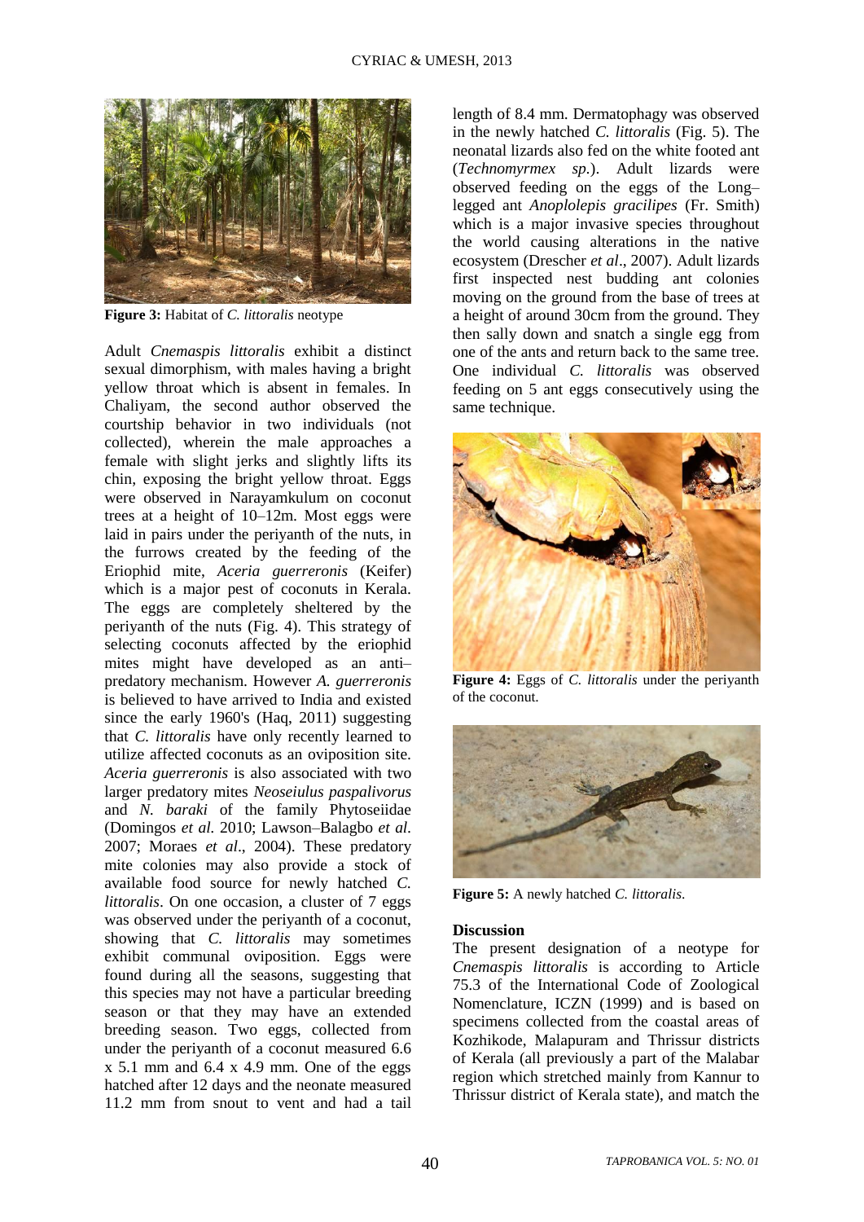Figure 3: Habitat of *C. littoralis* neotype

Adult *Cnemaspis littoralis* exhibit a distinct sexual dimorphism, with males having a bright yellow throat which is absent in females. In Chaliyam, the second author observed the courtship behavior in two individuals (not collected), wherein the male approaches a female with slight jerks and slightly lifts its chin, exposing the bright yellow throat. Eggs were observed in Narayamkulum on coconut trees at a height of 10–12m. Most eggs were laid in pairs under the periyanth of the nuts, in the furrows created by the feeding of the Eriophid mite, *Aceria guerreronis* (Keifer) which is a major pest of coconuts in Kerala. The eggs are completely sheltered by the periyanth of the nuts (Fig. 4). This strategy of selecting coconuts affected by the eriophid mites might have developed as an anti–predatory mechanism. However *A. guerreronis* is believed to have arrived to India and existed since the early 1960's (Haq, 2011) suggesting that *C. littoralis* have only recently learned to utilize affected coconuts as an oviposition site. *Aceria guerreronis* is also associated with two larger predatory mites *Neoseiulus paspalivorus* and *N. baraki* of the family Phytoseiidae (Domingos *et al.* 2010; Lawson–Balagbo *et al.* 2007; Moraes *et al*., 2004). These predatory mite colonies may also provide a stock of available food source for newly hatched *C. littoralis*. On one occasion, a cluster of 7 eggs was observed under the periyanth of a coconut, showing that *C. littoralis* may sometimes exhibit communal oviposition. Eggs were found during all the seasons, suggesting that this species may not have a particular breeding season or that they may have an extended breeding season. Two eggs, collected from under the periyanth of a coconut measured 6.6 x 5.1 mm and 6.4 x 4.9 mm. One of the eggs hatched after 12 days and the neonate measured 11.2 mm from snout to vent and had a tail length of 8.4 mm. Dermatophagy was observed in the newly hatched *C. littoralis* (Fig. 5). The neonatal lizards also fed on the white footed ant (*Technomyrmex sp.*). Adult lizards were observed feeding on the eggs of the Long–legged ant *Anoplolepis gracilipes* (Fr. Smith) which is a major invasive species throughout the world causing alterations in the native ecosystem (Drescher *et al*., 2007). Adult lizards first inspected nest budding ant colonies moving on the ground from the base of trees at a height of around 30cm from the ground. They then sally down and snatch a single egg from one of the ants and return back to the same tree. One individual *C. littoralis* was observed feeding on 5 ant eggs consecutively using the same technique.

Figure 4: Eggs of *C. littoralis* under the periyanth of the coconut.

Figure 5: A newly hatched *C. littoralis.*

## Discussion

The present designation of a neotype for *Cnemaspis littoralis* is according to Article 75.3 of the International Code of Zoological Nomenclature, ICZN (1999) and is based on specimens collected from the coastal areas of Kozhikode, Malapuram and Thrissur districts of Kerala (all previously a part of the Malabar region which stretched mainly from Kannur to Thrissur district of Kerala state), and match the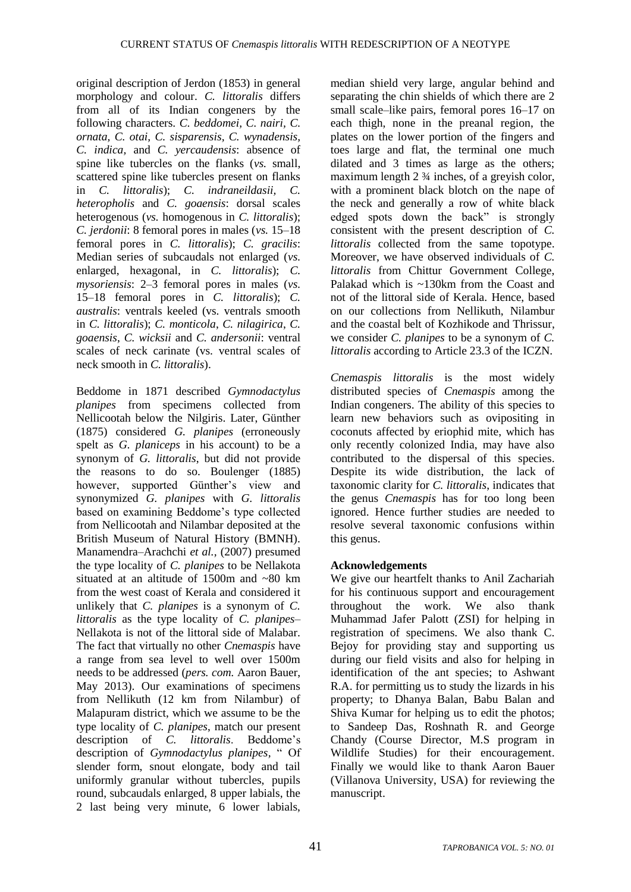original description of Jerdon (1853) in general morphology and colour. *C. littoralis* differs from all of its Indian congeners by the following characters. *C. beddomei*, *C. nairi*, *C. ornata*, *C. otai*, *C. sisparensis*, *C. wynadensis*, *C. indica*, and *C. yercaudensis*: absence of spine like tubercles on the flanks (*vs.* small, scattered spine like tubercles present on flanks in *C. littoralis*); *C. indraneildasii*, *C. heteropholis* and *C. goaensis*: dorsal scales heterogenous (*vs.* homogenous in *C. littoralis*); *C. jerdonii*: 8 femoral pores in males (*vs.* 15–18 femoral pores in *C. littoralis*); *C. gracilis*: Median series of subcaudals not enlarged (*vs.* enlarged, hexagonal, in *C. littoralis*); *C. mysoriensis*: 2–3 femoral pores in males (*vs.* 15–18 femoral pores in *C. littoralis*); *C. australis*: ventrals keeled (vs. ventrals smooth in *C. littoralis*); *C. monticola*, *C. nilagirica*, *C. goaensis*, *C. wicksii* and *C. andersonii*: ventral scales of neck carinate (vs. ventral scales of neck smooth in *C. littoralis*).

Beddome in 1871 described *Gymnodactylus planipes* from specimens collected from Nellicootah below the Nilgiris. Later, Günther (1875) considered *G. planipes* (erroneously spelt as *G. planiceps* in his account) to be a synonym of *G. littoralis*, but did not provide the reasons to do so. Boulenger (1885) however, supported Günther's view and synonymized *G. planipes* with *G. littoralis* based on examining Beddome's type collected from Nellicootah and Nilambar deposited at the British Museum of Natural History (BMNH). Manamendra–Arachchi *et al.*, (2007) presumed the type locality of *C. planipes* to be Nellakota situated at an altitude of 1500m and ~80 km from the west coast of Kerala and considered it unlikely that *C. planipes* is a synonym of *C. littoralis* as the type locality of *C. planipes*– Nellakota is not of the littoral side of Malabar. The fact that virtually no other *Cnemaspis* have a range from sea level to well over 1500m needs to be addressed (*pers. com.* Aaron Bauer, May 2013). Our examinations of specimens from Nellikuth (12 km from Nilambur) of Malapuram district, which we assume to be the type locality of *C. planipes*, match our present description of *C. littoralis*. Beddome's description of *Gymnodactylus planipes*, " Of slender form, snout elongate, body and tail uniformly granular without tubercles, pupils round, subcaudals enlarged, 8 upper labials, the 2 last being very minute, 6 lower labials, median shield very large, angular behind and separating the chin shields of which there are 2 small scale–like pairs, femoral pores 16–17 on each thigh, none in the preanal region, the plates on the lower portion of the fingers and toes large and flat, the terminal one much dilated and 3 times as large as the others; maximum length 2 ¾ inches, of a greyish color, with a prominent black blotch on the nape of the neck and generally a row of white black edged spots down the back" is strongly consistent with the present description of *C. littoralis* collected from the same topotype. Moreover, we have observed individuals of *C. littoralis* from Chittur Government College, Palakad which is ~130km from the Coast and not of the littoral side of Kerala. Hence, based on our collections from Nellikuth, Nilambur and the coastal belt of Kozhikode and Thrissur, we consider *C. planipes* to be a synonym of *C. littoralis* according to Article 23.3 of the ICZN.

*Cnemaspis littoralis* is the most widely distributed species of *Cnemaspis* among the Indian congeners. The ability of this species to learn new behaviors such as ovipositing in coconuts affected by eriophid mite, which has only recently colonized India, may have also contributed to the dispersal of this species. Despite its wide distribution, the lack of taxonomic clarity for *C. littoralis*, indicates that the genus *Cnemaspis* has for too long been ignored. Hence further studies are needed to resolve several taxonomic confusions within this genus.

### Acknowledgements

We give our heartfelt thanks to Anil Zachariah for his continuous support and encouragement throughout the work. We also thank Muhammad Jafer Palott (ZSI) for helping in registration of specimens. We also thank C. Bejoy for providing stay and supporting us during our field visits and also for helping in identification of the ant species; to Ashwant R.A. for permitting us to study the lizards in his property; to Dhanya Balan, Babu Balan and Shiva Kumar for helping us to edit the photos; to Sandeep Das, Roshnath R. and George Chandy (Course Director, M.S program in Wildlife Studies) for their encouragement. Finally we would like to thank Aaron Bauer (Villanova University, USA) for reviewing the manuscript.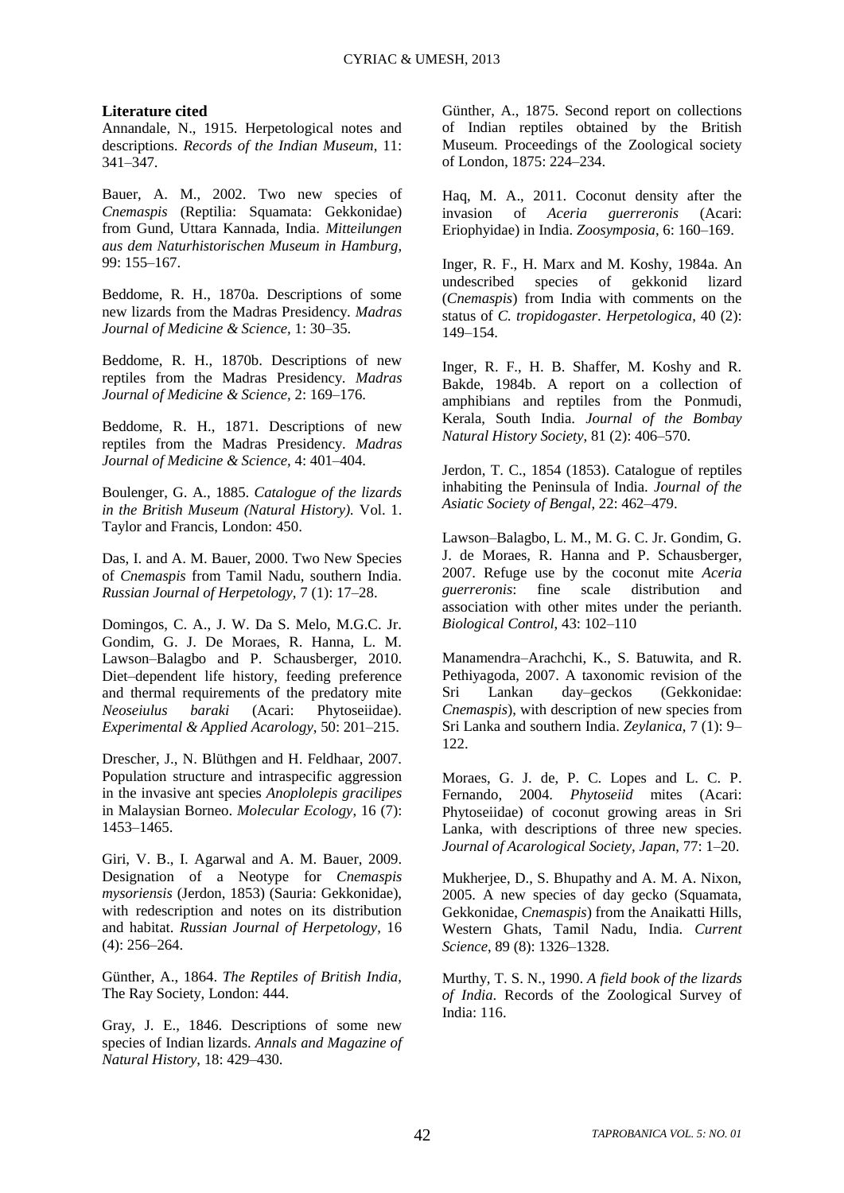### Literature cited

Annandale, N., 1915. Herpetological notes and descriptions. *Records of the Indian Museum*, 11: 341–347.

Bauer, A. M., 2002. Two new species of *Cnemaspis* (Reptilia: Squamata: Gekkonidae) from Gund, Uttara Kannada, India. *Mitteilungen aus dem Naturhistorischen Museum in Hamburg*, 99: 155–167.

Beddome, R. H., 1870a. Descriptions of some new lizards from the Madras Presidency. *Madras Journal of Medicine & Science*, 1: 30–35.

Beddome, R. H., 1870b. Descriptions of new reptiles from the Madras Presidency. *Madras Journal of Medicine & Science*, 2: 169–176.

Beddome, R. H., 1871. Descriptions of new reptiles from the Madras Presidency. *Madras Journal of Medicine & Science*, 4: 401–404.

Boulenger, G. A., 1885. *Catalogue of the lizards in the British Museum (Natural History).* Vol. 1. Taylor and Francis, London: 450.

Das, I. and A. M. Bauer, 2000. Two New Species of *Cnemaspis* from Tamil Nadu, southern India. *Russian Journal of Herpetology*, 7 (1): 17–28.

Domingos, C. A., J. W. Da S. Melo, M.G.C. Jr. Gondim, G. J. De Moraes, R. Hanna, L. M. Lawson–Balagbo and P. Schausberger, 2010. Diet–dependent life history, feeding preference and thermal requirements of the predatory mite *Neoseiulus baraki* (Acari: Phytoseiidae). *Experimental & Applied Acarology*, 50: 201–215.

Drescher, J., N. Blüthgen and H. Feldhaar, 2007. Population structure and intraspecific aggression in the invasive ant species *Anoplolepis gracilipes* in Malaysian Borneo. *Molecular Ecology*, 16 (7): 1453–1465.

Giri, V. B., I. Agarwal and A. M. Bauer, 2009. Designation of a Neotype for *Cnemaspis mysoriensis* (Jerdon, 1853) (Sauria: Gekkonidae), with redescription and notes on its distribution and habitat. *Russian Journal of Herpetology*, 16 (4): 256–264.

Günther, A., 1864. *The Reptiles of British India*, The Ray Society, London: 444.

Gray, J. E., 1846. Descriptions of some new species of Indian lizards. *Annals and Magazine of Natural History*, 18: 429–430.

Günther, A., 1875. Second report on collections of Indian reptiles obtained by the British Museum. Proceedings of the Zoological society of London, 1875: 224–234.

Haq, M. A., 2011. Coconut density after the invasion of *Aceria guerreronis* (Acari: Eriophyidae) in India. *Zoosymposia*, 6: 160–169.

Inger, R. F., H. Marx and M. Koshy, 1984a. An undescribed species of gekkonid lizard (*Cnemaspis*) from India with comments on the status of *C. tropidogaster*. *Herpetologica*, 40 (2): 149–154.

Inger, R. F., H. B. Shaffer, M. Koshy and R. Bakde, 1984b. A report on a collection of amphibians and reptiles from the Ponmudi, Kerala, South India. *Journal of the Bombay Natural History Society*, 81 (2): 406–570.

Jerdon, T. C., 1854 (1853). Catalogue of reptiles inhabiting the Peninsula of India. *Journal of the Asiatic Society of Bengal*, 22: 462–479.

Lawson–Balagbo, L. M., M. G. C. Jr. Gondim, G. J. de Moraes, R. Hanna and P. Schausberger, 2007. Refuge use by the coconut mite *Aceria guerreronis*: fine scale distribution and association with other mites under the perianth. *Biological Control*, 43: 102–110

Manamendra–Arachchi, K., S. Batuwita, and R. Pethiyagoda, 2007. A taxonomic revision of the Sri Lankan day–geckos (Gekkonidae: *Cnemaspis*), with description of new species from Sri Lanka and southern India. *Zeylanica*, 7 (1): 9–122.

Moraes, G. J. de, P. C. Lopes and L. C. P. Fernando, 2004. *Phytoseiid* mites (Acari: Phytoseiidae) of coconut growing areas in Sri Lanka, with descriptions of three new species. *Journal of Acarological Society, Japan*, 77: 1–20.

Mukherjee, D., S. Bhupathy and A. M. A. Nixon, 2005. A new species of day gecko (Squamata, Gekkonidae, *Cnemaspis*) from the Anaikatti Hills, Western Ghats, Tamil Nadu, India. *Current Science*, 89 (8): 1326–1328.

Murthy, T. S. N., 1990. *A field book of the lizards of India*. Records of the Zoological Survey of India: 116.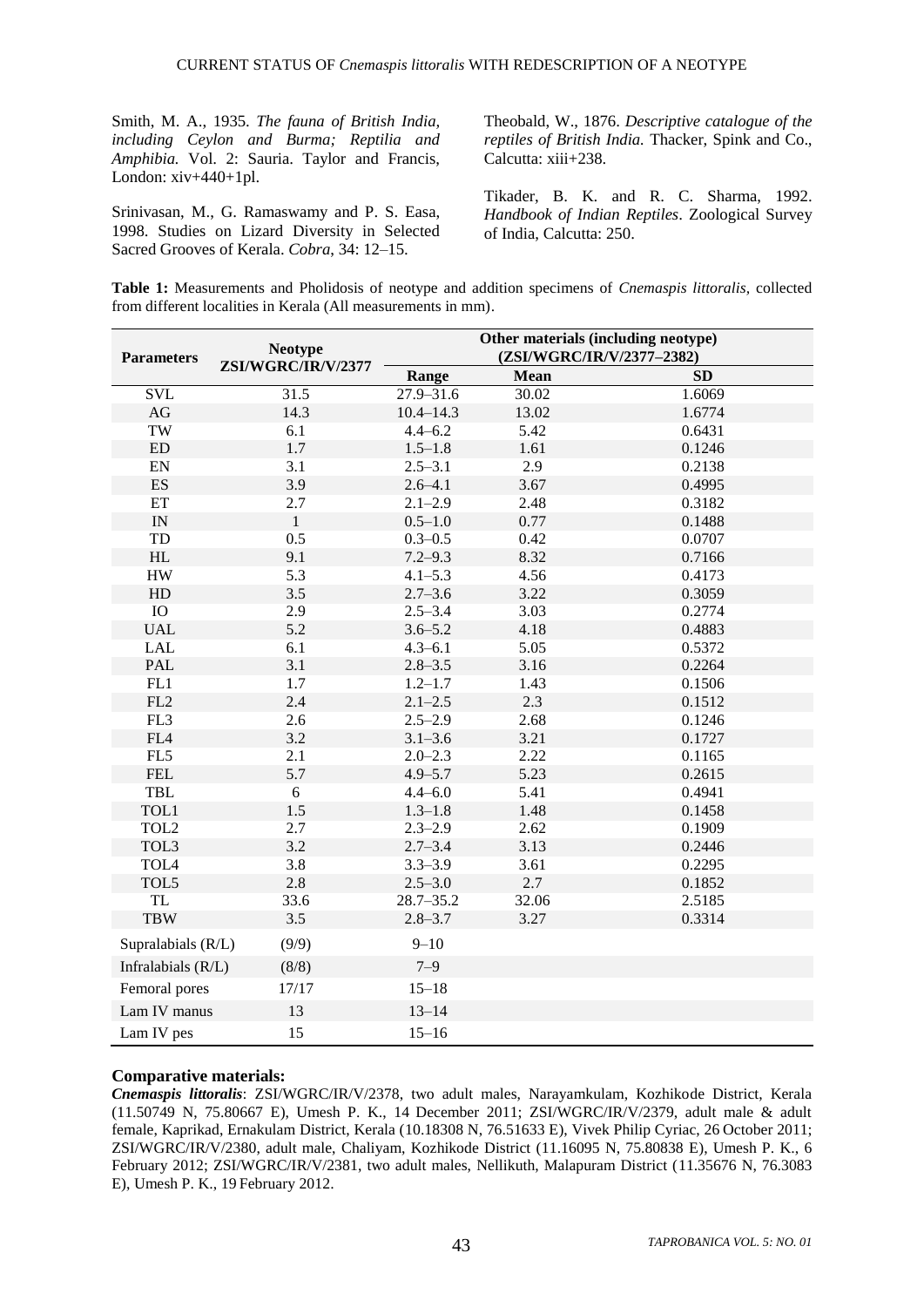Smith, M. A., 1935. *The fauna of British India, including Ceylon and Burma; Reptilia and Amphibia.* Vol. 2: Sauria. Taylor and Francis, London: xiv+440+1pl.

Srinivasan, M., G. Ramaswamy and P. S. Easa, 1998. Studies on Lizard Diversity in Selected Sacred Grooves of Kerala. *Cobra*, 34: 12–15.

Theobald, W., 1876. *Descriptive catalogue of the reptiles of British India.* Thacker, Spink and Co., Calcutta: xiii+238.

Tikader, B. K. and R. C. Sharma, 1992. *Handbook of Indian Reptiles*. Zoological Survey of India, Calcutta: 250.

**Table 1:** Measurements and Pholidosis of neotype and addition specimens of *Cnemaspis littoralis*, collected from different localities in Kerala (All measurements in mm).

| Parameters | Neotype ZSI/WGRC/IR/V/2377 | Other materials (including neotype) (ZSI/WGRC/IR/V/2377–2382) | | |
|---|---|---|---|---|
| | | Range | Mean | SD |
| SVL | 31.5 | 27.9–31.6 | 30.02 | 1.6069 |
| AG | 14.3 | 10.4–14.3 | 13.02 | 1.6774 |
| TW | 6.1 | 4.4–6.2 | 5.42 | 0.6431 |
| ED | 1.7 | 1.5–1.8 | 1.61 | 0.1246 |
| EN | 3.1 | 2.5–3.1 | 2.9 | 0.2138 |
| ES | 3.9 | 2.6–4.1 | 3.67 | 0.4995 |
| ET | 2.7 | 2.1–2.9 | 2.48 | 0.3182 |
| IN | 1 | 0.5–1.0 | 0.77 | 0.1488 |
| TD | 0.5 | 0.3–0.5 | 0.42 | 0.0707 |
| HL | 9.1 | 7.2–9.3 | 8.32 | 0.7166 |
| HW | 5.3 | 4.1–5.3 | 4.56 | 0.4173 |
| HD | 3.5 | 2.7–3.6 | 3.22 | 0.3059 |
| IO | 2.9 | 2.5–3.4 | 3.03 | 0.2774 |
| UAL | 5.2 | 3.6–5.2 | 4.18 | 0.4883 |
| LAL | 6.1 | 4.3–6.1 | 5.05 | 0.5372 |
| PAL | 3.1 | 2.8–3.5 | 3.16 | 0.2264 |
| FL1 | 1.7 | 1.2–1.7 | 1.43 | 0.1506 |
| FL2 | 2.4 | 2.1–2.5 | 2.3 | 0.1512 |
| FL3 | 2.6 | 2.5–2.9 | 2.68 | 0.1246 |
| FL4 | 3.2 | 3.1–3.6 | 3.21 | 0.1727 |
| FL5 | 2.1 | 2.0–2.3 | 2.22 | 0.1165 |
| FEL | 5.7 | 4.9–5.7 | 5.23 | 0.2615 |
| TBL | 6 | 4.4–6.0 | 5.41 | 0.4941 |
| TOL1 | 1.5 | 1.3–1.8 | 1.48 | 0.1458 |
| TOL2 | 2.7 | 2.3–2.9 | 2.62 | 0.1909 |
| TOL3 | 3.2 | 2.7–3.4 | 3.13 | 0.2446 |
| TOL4 | 3.8 | 3.3–3.9 | 3.61 | 0.2295 |
| TOL5 | 2.8 | 2.5–3.0 | 2.7 | 0.1852 |
| TL | 33.6 | 28.7–35.2 | 32.06 | 2.5185 |
| TBW | 3.5 | 2.8–3.7 | 3.27 | 0.3314 |
| Supralabials (R/L) | (9/9) | 9–10 | | |
| Infralabials (R/L) | (8/8) | 7–9 | | |
| Femoral pores | 17/17 | 15–18 | | |
| Lam IV manus | 13 | 13–14 | | |
| Lam IV pes | 15 | 15–16 | | |

**Comparative materials:**

***Cnemaspis littoralis***: ZSI/WGRC/IR/V/2378, two adult males, Narayamkulam, Kozhikode District, Kerala (11.50749 N, 75.80667 E), Umesh P. K., 14 December 2011; ZSI/WGRC/IR/V/2379, adult male & adult female, Kaprikad, Ernakulam District, Kerala (10.18308 N, 76.51633 E), Vivek Philip Cyriac, 26 October 2011; ZSI/WGRC/IR/V/2380, adult male, Chaliyam, Kozhikode District (11.16095 N, 75.80838 E), Umesh P. K., 6 February 2012; ZSI/WGRC/IR/V/2381, two adult males, Nellikuth, Malapuram District (11.35676 N, 76.3083 E), Umesh P. K., 19 February 2012.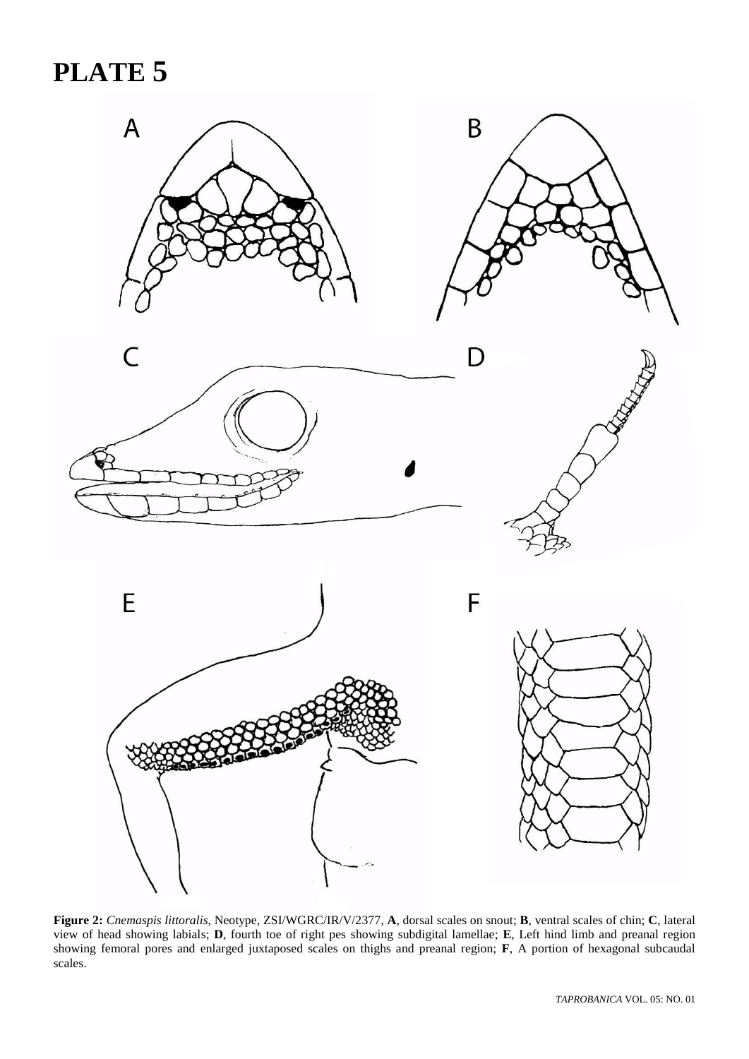# PLATE 5

A

B

C

D

E

F

**Figure 2:** *Cnemaspis littoralis*, Neotype, ZSI/WGRC/IR/V/2377, **A**, dorsal scales on snout; **B**, ventral scales of chin; **C**, lateral view of head showing labials; **D**, fourth toe of right pes showing subdigital lamellae; **E**, Left hind limb and preanal region showing femoral pores and enlarged juxtaposed scales on thighs and preanal region; **F**, A portion of hexagonal subcaudal scales.